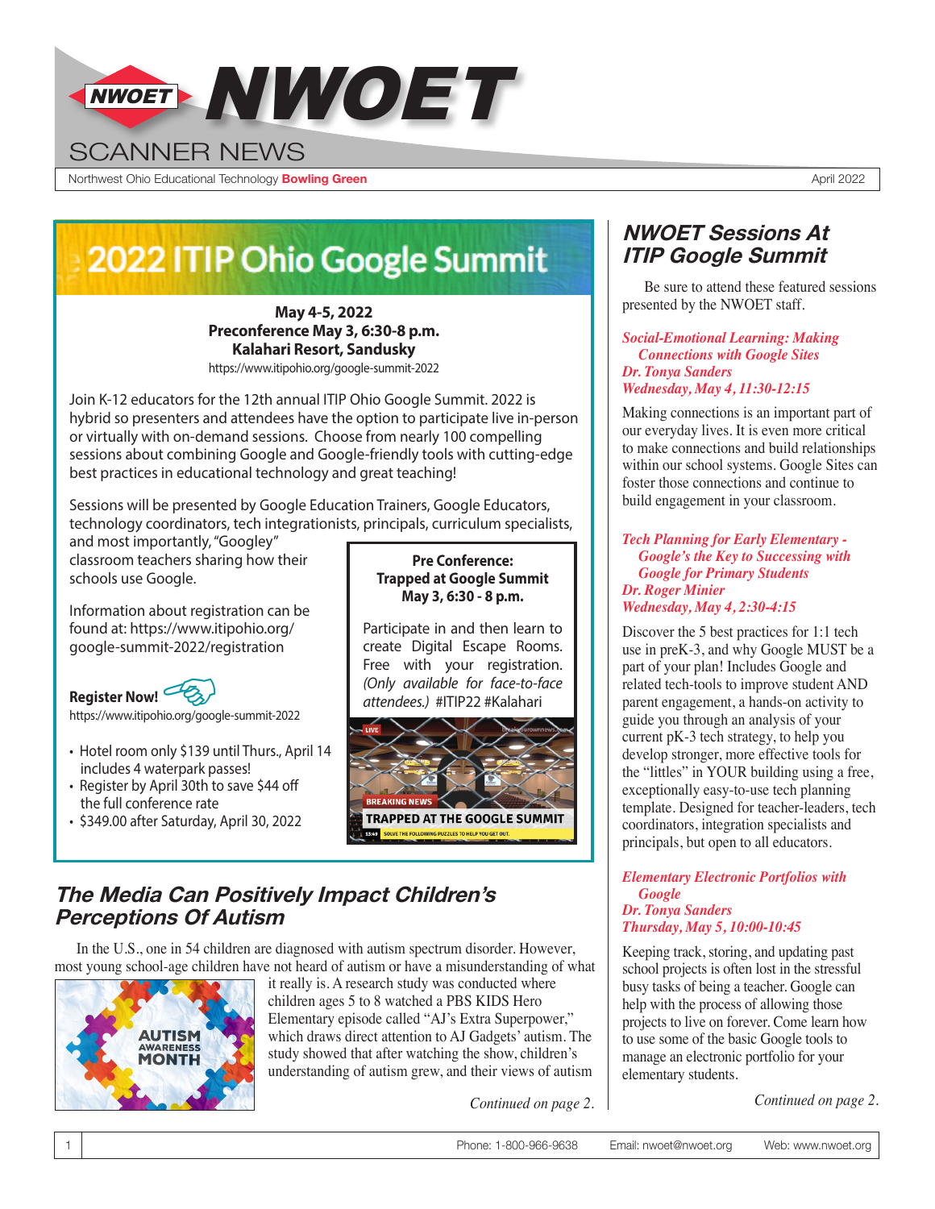# NWOET SCANNER NEWS

Northwest Ohio Educational Technology **Bowling Green**

April 2022

## 2022 ITIP Ohio Google Summit

**May 4-5, 2022**
**Preconference May 3, 6:30-8 p.m.**
**Kalahari Resort, Sandusky**
https://www.itipohio.org/google-summit-2022

Join K-12 educators for the 12th annual ITIP Ohio Google Summit. 2022 is hybrid so presenters and attendees have the option to participate live in-person or virtually with on-demand sessions. Choose from nearly 100 compelling sessions about combining Google and Google-friendly tools with cutting-edge best practices in educational technology and great teaching!

Sessions will be presented by Google Education Trainers, Google Educators, technology coordinators, tech integrationists, principals, curriculum specialists, and most importantly, "Googley" classroom teachers sharing how their schools use Google.

Information about registration can be found at: https://www.itipohio.org/google-summit-2022/registration

**Register Now!**
https://www.itipohio.org/google-summit-2022

- Hotel room only $139 until Thurs., April 14 includes 4 waterpark passes!
- Register by April 30th to save $44 off the full conference rate
- $349.00 after Saturday, April 30, 2022

**Pre Conference:**
**Trapped at Google Summit**
**May 3, 6:30 - 8 p.m.**

Participate in and then learn to create Digital Escape Rooms. Free with your registration. *(Only available for face-to-face attendees.)* #ITIP22 #Kalahari

## The Media Can Positively Impact Children's Perceptions Of Autism

In the U.S., one in 54 children are diagnosed with autism spectrum disorder. However, most young school-age children have not heard of autism or have a misunderstanding of what it really is. A research study was conducted where children ages 5 to 8 watched a PBS KIDS Hero Elementary episode called "AJ's Extra Superpower," which draws direct attention to AJ Gadgets' autism. The study showed that after watching the show, children's understanding of autism grew, and their views of autism

*Continued on page 2.*

## NWOET Sessions At ITIP Google Summit

Be sure to attend these featured sessions presented by the NWOET staff.

***Social-Emotional Learning: Making Connections with Google Sites***
***Dr. Tonya Sanders***
***Wednesday, May 4, 11:30-12:15***

Making connections is an important part of our everyday lives. It is even more critical to make connections and build relationships within our school systems. Google Sites can foster those connections and continue to build engagement in your classroom.

***Tech Planning for Early Elementary - Google's the Key to Successing with Google for Primary Students***
***Dr. Roger Minier***
***Wednesday, May 4, 2:30-4:15***

Discover the 5 best practices for 1:1 tech use in preK-3, and why Google MUST be a part of your plan! Includes Google and related tech-tools to improve student AND parent engagement, a hands-on activity to guide you through an analysis of your current pK-3 tech strategy, to help you develop stronger, more effective tools for the "littles" in YOUR building using a free, exceptionally easy-to-use tech planning template. Designed for teacher-leaders, tech coordinators, integration specialists and principals, but open to all educators.

***Elementary Electronic Portfolios with Google***
***Dr. Tonya Sanders***
***Thursday, May 5, 10:00-10:45***

Keeping track, storing, and updating past school projects is often lost in the stressful busy tasks of being a teacher. Google can help with the process of allowing those projects to live on forever. Come learn how to use some of the basic Google tools to manage an electronic portfolio for your elementary students.

*Continued on page 2.*

Phone: 1-800-966-9638 Email: nwoet@nwoet.org Web: www.nwoet.org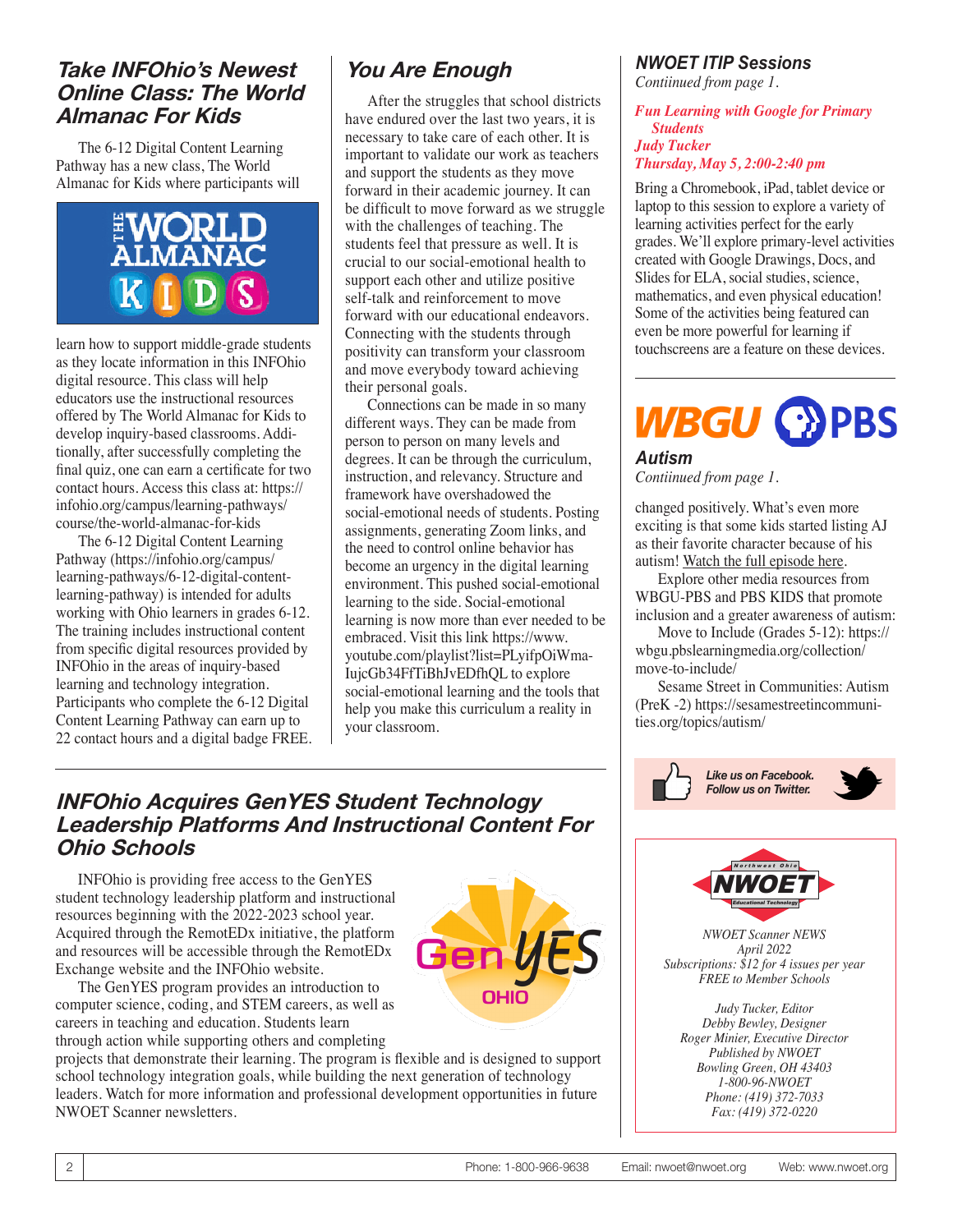## Take INFOhio's Newest Online Class: The World Almanac For Kids

The 6-12 Digital Content Learning Pathway has a new class, The World Almanac for Kids where participants will learn how to support middle-grade students as they locate information in this INFOhio digital resource. This class will help educators use the instructional resources offered by The World Almanac for Kids to develop inquiry-based classrooms. Additionally, after successfully completing the final quiz, one can earn a certificate for two contact hours. Access this class at: https://infohio.org/campus/learning-pathways/course/the-world-almanac-for-kids

The 6-12 Digital Content Learning Pathway (https://infohio.org/campus/learning-pathways/6-12-digital-content-learning-pathway) is intended for adults working with Ohio learners in grades 6-12. The training includes instructional content from specific digital resources provided by INFOhio in the areas of inquiry-based learning and technology integration. Participants who complete the 6-12 Digital Content Learning Pathway can earn up to 22 contact hours and a digital badge FREE.

## You Are Enough

After the struggles that school districts have endured over the last two years, it is necessary to take care of each other. It is important to validate our work as teachers and support the students as they move forward in their academic journey. It can be difficult to move forward as we struggle with the challenges of teaching. The students feel that pressure as well. It is crucial to our social-emotional health to support each other and utilize positive self-talk and reinforcement to move forward with our educational endeavors. Connecting with the students through positivity can transform your classroom and move everybody toward achieving their personal goals.

Connections can be made in so many different ways. They can be made from person to person on many levels and degrees. It can be through the curriculum, instruction, and relevancy. Structure and framework have overshadowed the social-emotional needs of students. Posting assignments, generating Zoom links, and the need to control online behavior has become an urgency in the digital learning environment. This pushed social-emotional learning to the side. Social-emotional learning is now more than ever needed to be embraced. Visit this link https://www.youtube.com/playlist?list=PLyifpOiWma-IujcGb34FfTiBhJvEDfhQL to explore social-emotional learning and the tools that help you make this curriculum a reality in your classroom.

## NWOET ITIP Sessions

*Contiinued from page 1.*

***Fun Learning with Google for Primary Students***
***Judy Tucker***
***Thursday, May 5, 2:00-2:40 pm***

Bring a Chromebook, iPad, tablet device or laptop to this session to explore a variety of learning activities perfect for the early grades. We'll explore primary-level activities created with Google Drawings, Docs, and Slides for ELA, social studies, science, mathematics, and even physical education! Some of the activities being featured can even be more powerful for learning if touchscreens are a feature on these devices.

WBGU PBS

## Autism

*Contiinued from page 1.*

changed positively. What's even more exciting is that some kids started listing AJ as their favorite character because of his autism! Watch the full episode here.

Explore other media resources from WBGU-PBS and PBS KIDS that promote inclusion and a greater awareness of autism:

Move to Include (Grades 5-12): https://wbgu.pbslearningmedia.org/collection/move-to-include/

Sesame Street in Communities: Autism (PreK -2) https://sesamestreetincommunities.org/topics/autism/

## INFOhio Acquires GenYES Student Technology Leadership Platforms And Instructional Content For Ohio Schools

INFOhio is providing free access to the GenYES student technology leadership platform and instructional resources beginning with the 2022-2023 school year. Acquired through the RemotEDx initiative, the platform and resources will be accessible through the RemotEDx Exchange website and the INFOhio website.

The GenYES program provides an introduction to computer science, coding, and STEM careers, as well as careers in teaching and education. Students learn through action while supporting others and completing projects that demonstrate their learning. The program is flexible and is designed to support school technology integration goals, while building the next generation of technology leaders. Watch for more information and professional development opportunities in future NWOET Scanner newsletters.

*Like us on Facebook.*
*Follow us on Twitter.*

Northwest Ohio NWOET Educational Technology

*NWOET Scanner NEWS*
*April 2022*
*Subscriptions: $12 for 4 issues per year*
*FREE to Member Schools*

*Judy Tucker, Editor*
*Debby Bewley, Designer*
*Roger Minier, Executive Director*
*Published by NWOET*
*Bowling Green, OH 43403*
*1-800-96-NWOET*
*Phone: (419) 372-7033*
*Fax: (419) 372-0220*

Phone: 1-800-966-9638 Email: nwoet@nwoet.org Web: www.nwoet.org